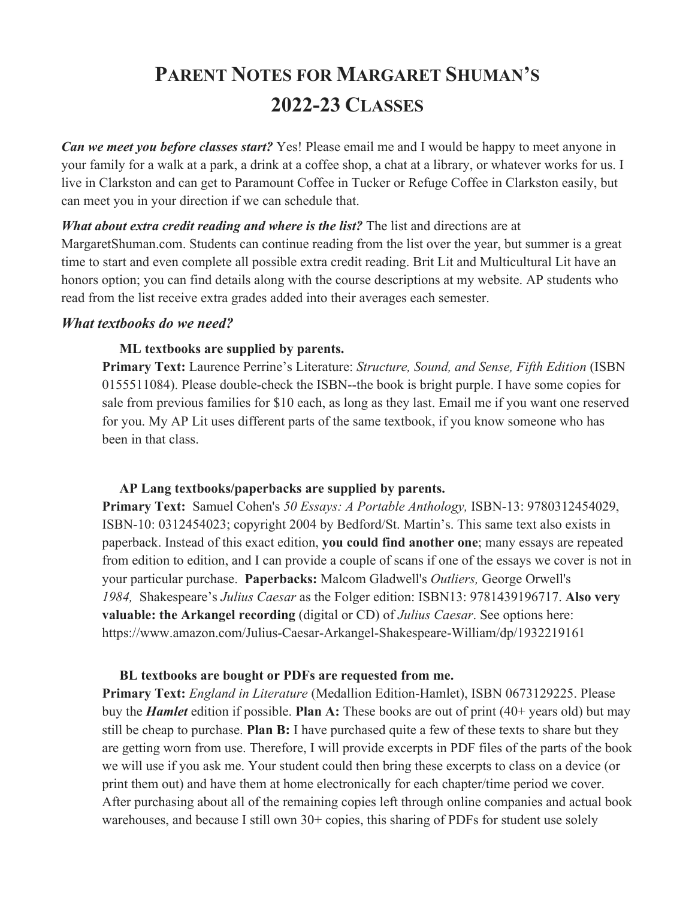# PARENT NOTES FOR MARGARET SHUMAN'S 2022-23 CLASSES

***Can we meet you before classes start?*** Yes! Please email me and I would be happy to meet anyone in your family for a walk at a park, a drink at a coffee shop, a chat at a library, or whatever works for us. I live in Clarkston and can get to Paramount Coffee in Tucker or Refuge Coffee in Clarkston easily, but can meet you in your direction if we can schedule that.

***What about extra credit reading and where is the list?*** The list and directions are at MargaretShuman.com. Students can continue reading from the list over the year, but summer is a great time to start and even complete all possible extra credit reading. Brit Lit and Multicultural Lit have an honors option; you can find details along with the course descriptions at my website. AP students who read from the list receive extra grades added into their averages each semester.

***What textbooks do we need?***

**ML textbooks are supplied by parents.**

**Primary Text:** Laurence Perrine's Literature: *Structure, Sound, and Sense, Fifth Edition* (ISBN 0155511084). Please double-check the ISBN--the book is bright purple. I have some copies for sale from previous families for $10 each, as long as they last. Email me if you want one reserved for you. My AP Lit uses different parts of the same textbook, if you know someone who has been in that class.

**AP Lang textbooks/paperbacks are supplied by parents.**

**Primary Text:** Samuel Cohen's *50 Essays: A Portable Anthology,* ISBN-13: 9780312454029, ISBN-10: 0312454023; copyright 2004 by Bedford/St. Martin's. This same text also exists in paperback. Instead of this exact edition, **you could find another one**; many essays are repeated from edition to edition, and I can provide a couple of scans if one of the essays we cover is not in your particular purchase. **Paperbacks:** Malcom Gladwell's *Outliers,* George Orwell's *1984,* Shakespeare's *Julius Caesar* as the Folger edition: ISBN13: 9781439196717. **Also very valuable: the Arkangel recording** (digital or CD) of *Julius Caesar*. See options here: https://www.amazon.com/Julius-Caesar-Arkangel-Shakespeare-William/dp/1932219161

**BL textbooks are bought or PDFs are requested from me.**

**Primary Text:** *England in Literature* (Medallion Edition-Hamlet), ISBN 0673129225. Please buy the ***Hamlet*** edition if possible. **Plan A:** These books are out of print (40+ years old) but may still be cheap to purchase. **Plan B:** I have purchased quite a few of these texts to share but they are getting worn from use. Therefore, I will provide excerpts in PDF files of the parts of the book we will use if you ask me. Your student could then bring these excerpts to class on a device (or print them out) and have them at home electronically for each chapter/time period we cover. After purchasing about all of the remaining copies left through online companies and actual book warehouses, and because I still own 30+ copies, this sharing of PDFs for student use solely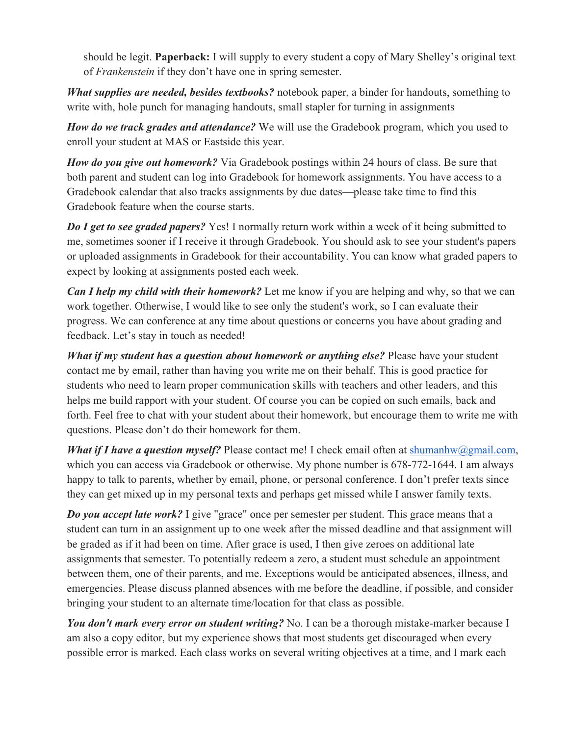should be legit. **Paperback:** I will supply to every student a copy of Mary Shelley's original text of *Frankenstein* if they don't have one in spring semester.

***What supplies are needed, besides textbooks?*** notebook paper, a binder for handouts, something to write with, hole punch for managing handouts, small stapler for turning in assignments

***How do we track grades and attendance?*** We will use the Gradebook program, which you used to enroll your student at MAS or Eastside this year.

***How do you give out homework?*** Via Gradebook postings within 24 hours of class. Be sure that both parent and student can log into Gradebook for homework assignments. You have access to a Gradebook calendar that also tracks assignments by due dates—please take time to find this Gradebook feature when the course starts.

***Do I get to see graded papers?*** Yes! I normally return work within a week of it being submitted to me, sometimes sooner if I receive it through Gradebook. You should ask to see your student's papers or uploaded assignments in Gradebook for their accountability. You can know what graded papers to expect by looking at assignments posted each week.

***Can I help my child with their homework?*** Let me know if you are helping and why, so that we can work together. Otherwise, I would like to see only the student's work, so I can evaluate their progress. We can conference at any time about questions or concerns you have about grading and feedback. Let's stay in touch as needed!

***What if my student has a question about homework or anything else?*** Please have your student contact me by email, rather than having you write me on their behalf. This is good practice for students who need to learn proper communication skills with teachers and other leaders, and this helps me build rapport with your student. Of course you can be copied on such emails, back and forth. Feel free to chat with your student about their homework, but encourage them to write me with questions. Please don't do their homework for them.

***What if I have a question myself?*** Please contact me! I check email often at shumanhw@gmail.com, which you can access via Gradebook or otherwise. My phone number is 678-772-1644. I am always happy to talk to parents, whether by email, phone, or personal conference. I don't prefer texts since they can get mixed up in my personal texts and perhaps get missed while I answer family texts.

***Do you accept late work?*** I give "grace" once per semester per student. This grace means that a student can turn in an assignment up to one week after the missed deadline and that assignment will be graded as if it had been on time. After grace is used, I then give zeroes on additional late assignments that semester. To potentially redeem a zero, a student must schedule an appointment between them, one of their parents, and me. Exceptions would be anticipated absences, illness, and emergencies. Please discuss planned absences with me before the deadline, if possible, and consider bringing your student to an alternate time/location for that class as possible.

***You don't mark every error on student writing?*** No. I can be a thorough mistake-marker because I am also a copy editor, but my experience shows that most students get discouraged when every possible error is marked. Each class works on several writing objectives at a time, and I mark each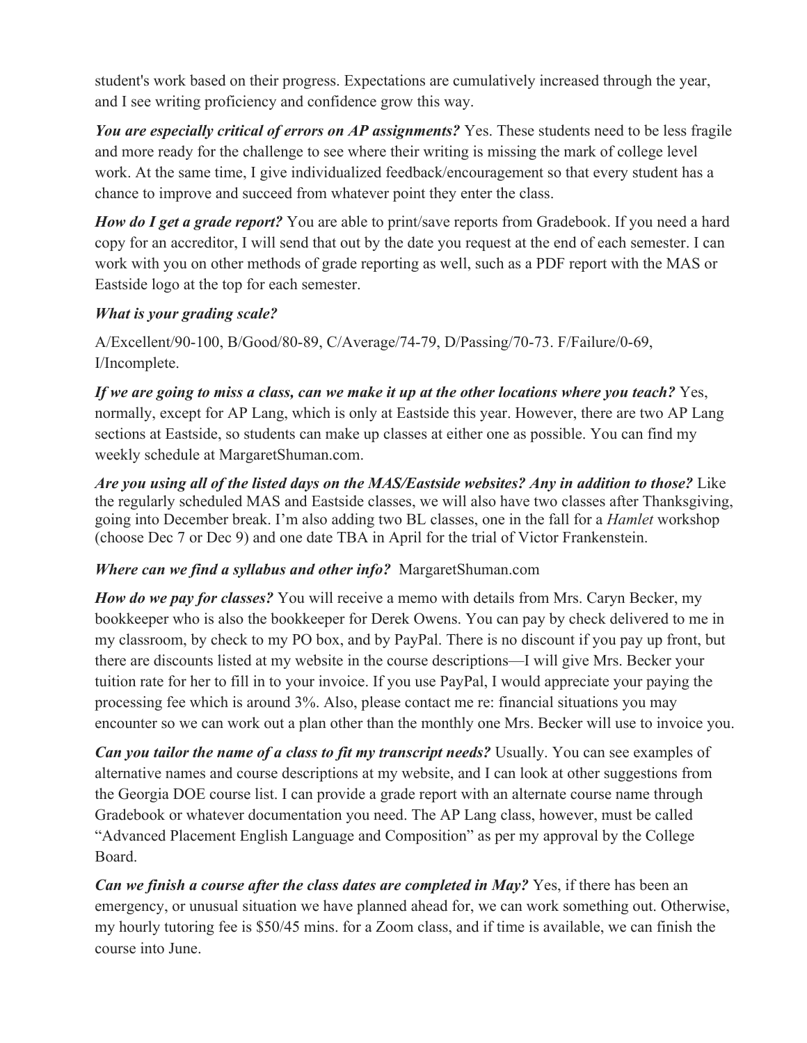student's work based on their progress. Expectations are cumulatively increased through the year, and I see writing proficiency and confidence grow this way.

***You are especially critical of errors on AP assignments?*** Yes. These students need to be less fragile and more ready for the challenge to see where their writing is missing the mark of college level work. At the same time, I give individualized feedback/encouragement so that every student has a chance to improve and succeed from whatever point they enter the class.

***How do I get a grade report?*** You are able to print/save reports from Gradebook. If you need a hard copy for an accreditor, I will send that out by the date you request at the end of each semester. I can work with you on other methods of grade reporting as well, such as a PDF report with the MAS or Eastside logo at the top for each semester.

***What is your grading scale?***

A/Excellent/90-100, B/Good/80-89, C/Average/74-79, D/Passing/70-73. F/Failure/0-69, I/Incomplete.

***If we are going to miss a class, can we make it up at the other locations where you teach?*** Yes, normally, except for AP Lang, which is only at Eastside this year. However, there are two AP Lang sections at Eastside, so students can make up classes at either one as possible. You can find my weekly schedule at MargaretShuman.com.

***Are you using all of the listed days on the MAS/Eastside websites? Any in addition to those?*** Like the regularly scheduled MAS and Eastside classes, we will also have two classes after Thanksgiving, going into December break. I'm also adding two BL classes, one in the fall for a *Hamlet* workshop (choose Dec 7 or Dec 9) and one date TBA in April for the trial of Victor Frankenstein.

***Where can we find a syllabus and other info?*** MargaretShuman.com

***How do we pay for classes?*** You will receive a memo with details from Mrs. Caryn Becker, my bookkeeper who is also the bookkeeper for Derek Owens. You can pay by check delivered to me in my classroom, by check to my PO box, and by PayPal. There is no discount if you pay up front, but there are discounts listed at my website in the course descriptions—I will give Mrs. Becker your tuition rate for her to fill in to your invoice. If you use PayPal, I would appreciate your paying the processing fee which is around 3%. Also, please contact me re: financial situations you may encounter so we can work out a plan other than the monthly one Mrs. Becker will use to invoice you.

***Can you tailor the name of a class to fit my transcript needs?*** Usually. You can see examples of alternative names and course descriptions at my website, and I can look at other suggestions from the Georgia DOE course list. I can provide a grade report with an alternate course name through Gradebook or whatever documentation you need. The AP Lang class, however, must be called "Advanced Placement English Language and Composition" as per my approval by the College Board.

***Can we finish a course after the class dates are completed in May?*** Yes, if there has been an emergency, or unusual situation we have planned ahead for, we can work something out. Otherwise, my hourly tutoring fee is $50/45 mins. for a Zoom class, and if time is available, we can finish the course into June.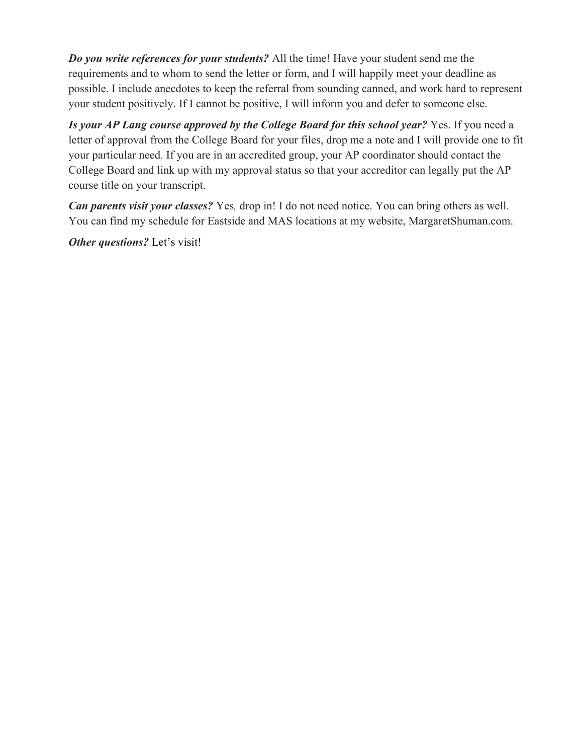***Do you write references for your students?*** All the time! Have your student send me the requirements and to whom to send the letter or form, and I will happily meet your deadline as possible. I include anecdotes to keep the referral from sounding canned, and work hard to represent your student positively. If I cannot be positive, I will inform you and defer to someone else.

***Is your AP Lang course approved by the College Board for this school year?*** Yes. If you need a letter of approval from the College Board for your files, drop me a note and I will provide one to fit your particular need. If you are in an accredited group, your AP coordinator should contact the College Board and link up with my approval status so that your accreditor can legally put the AP course title on your transcript.

***Can parents visit your classes?*** Yes*,* drop in! I do not need notice. You can bring others as well. You can find my schedule for Eastside and MAS locations at my website, MargaretShuman.com.

***Other questions?*** Let's visit!